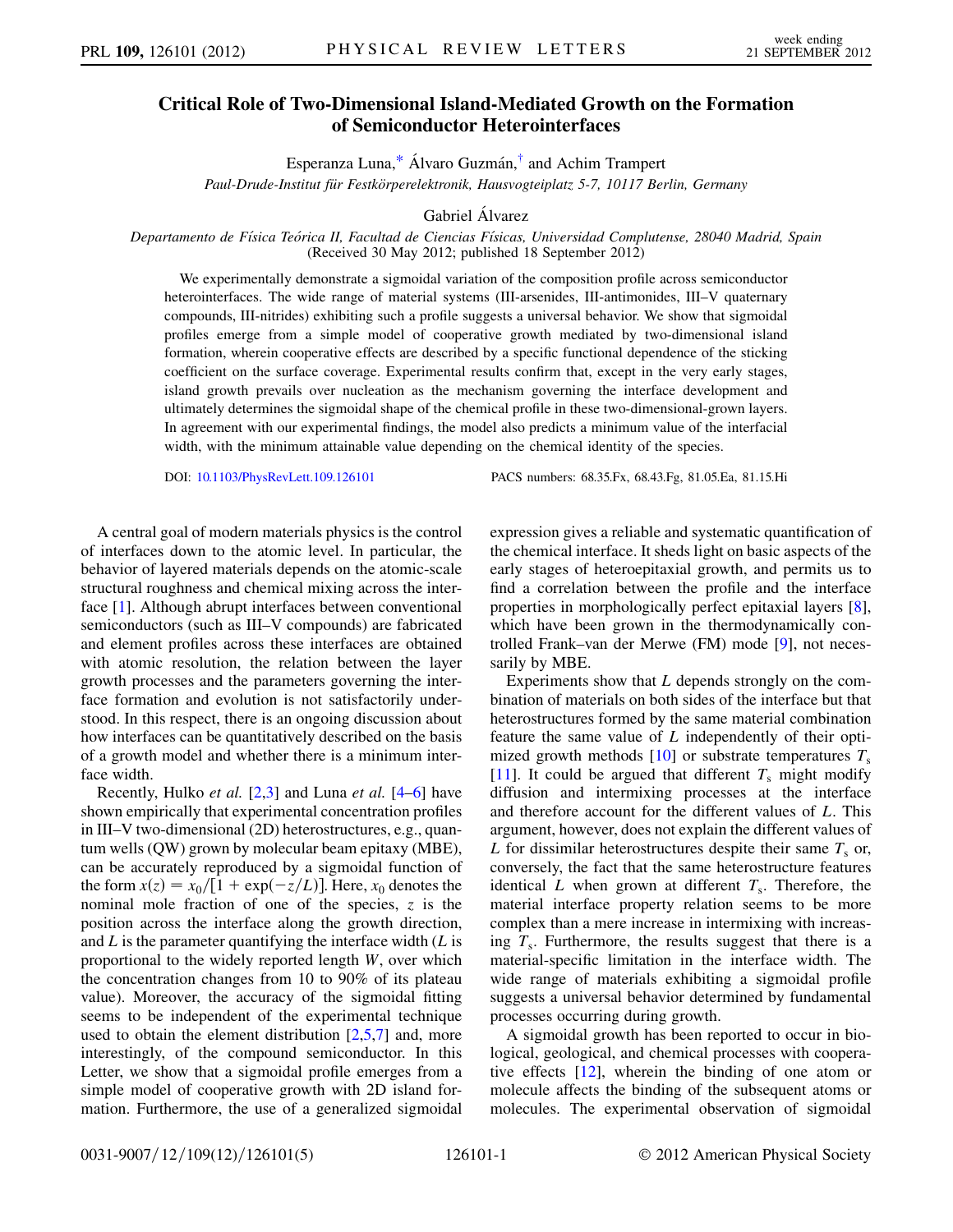# Critical Role of Two-Dimensional Island-Mediated Growth on the Formation of Semiconductor Heterointerfaces

Esperanza Luna,[*] Álvaro Guzmán,[†] and Achim Trampert

*Paul-Drude-Institut für Festkörperelektronik, Hausvogteiplatz 5-7, 10117 Berlin, Germany*

Gabriel Álvarez

*Departamento de Física Teórica II, Facultad de Ciencias Físicas, Universidad Complutense, 28040 Madrid, Spain*

(Received 30 May 2012; published 18 September 2012)

We experimentally demonstrate a sigmoidal variation of the composition profile across semiconductor heterointerfaces. The wide range of material systems (III-arsenides, III-antimonides, III–V quaternary compounds, III-nitrides) exhibiting such a profile suggests a universal behavior. We show that sigmoidal profiles emerge from a simple model of cooperative growth mediated by two-dimensional island formation, wherein cooperative effects are described by a specific functional dependence of the sticking coefficient on the surface coverage. Experimental results confirm that, except in the very early stages, island growth prevails over nucleation as the mechanism governing the interface development and ultimately determines the sigmoidal shape of the chemical profile in these two-dimensional-grown layers. In agreement with our experimental findings, the model also predicts a minimum value of the interfacial width, with the minimum attainable value depending on the chemical identity of the species.

DOI: 10.1103/PhysRevLett.109.126101 PACS numbers: 68.35.Fx, 68.43.Fg, 81.05.Ea, 81.15.Hi

A central goal of modern materials physics is the control of interfaces down to the atomic level. In particular, the behavior of layered materials depends on the atomic-scale structural roughness and chemical mixing across the interface [1]. Although abrupt interfaces between conventional semiconductors (such as III–V compounds) are fabricated and element profiles across these interfaces are obtained with atomic resolution, the relation between the layer growth processes and the parameters governing the interface formation and evolution is not satisfactorily understood. In this respect, there is an ongoing discussion about how interfaces can be quantitatively described on the basis of a growth model and whether there is a minimum interface width.

Recently, Hulko *et al.* [2,3] and Luna *et al.* [4–6] have shown empirically that experimental concentration profiles in III–V two-dimensional (2D) heterostructures, e.g., quantum wells (QW) grown by molecular beam epitaxy (MBE), can be accurately reproduced by a sigmoidal function of the form $x(z) = x_0/[1 + \exp(-z/L)]$. Here, $x_0$ denotes the nominal mole fraction of one of the species, $z$ is the position across the interface along the growth direction, and $L$ is the parameter quantifying the interface width ($L$ is proportional to the widely reported length $W$, over which the concentration changes from 10 to 90% of its plateau value). Moreover, the accuracy of the sigmoidal fitting seems to be independent of the experimental technique used to obtain the element distribution [2,5,7] and, more interestingly, of the compound semiconductor. In this Letter, we show that a sigmoidal profile emerges from a simple model of cooperative growth with 2D island formation. Furthermore, the use of a generalized sigmoidal expression gives a reliable and systematic quantification of the chemical interface. It sheds light on basic aspects of the early stages of heteroepitaxial growth, and permits us to find a correlation between the profile and the interface properties in morphologically perfect epitaxial layers [8], which have been grown in the thermodynamically controlled Frank–van der Merwe (FM) mode [9], not necessarily by MBE.

Experiments show that $L$ depends strongly on the combination of materials on both sides of the interface but that heterostructures formed by the same material combination feature the same value of $L$ independently of their optimized growth methods [10] or substrate temperatures $T_s$ [11]. It could be argued that different $T_s$ might modify diffusion and intermixing processes at the interface and therefore account for the different values of $L$. This argument, however, does not explain the different values of $L$ for dissimilar heterostructures despite their same $T_s$ or, conversely, the fact that the same heterostructure features identical $L$ when grown at different $T_s$. Therefore, the material interface property relation seems to be more complex than a mere increase in intermixing with increasing $T_s$. Furthermore, the results suggest that there is a material-specific limitation in the interface width. The wide range of materials exhibiting a sigmoidal profile suggests a universal behavior determined by fundamental processes occurring during growth.

A sigmoidal growth has been reported to occur in biological, geological, and chemical processes with cooperative effects [12], wherein the binding of one atom or molecule affects the binding of the subsequent atoms or molecules. The experimental observation of sigmoidal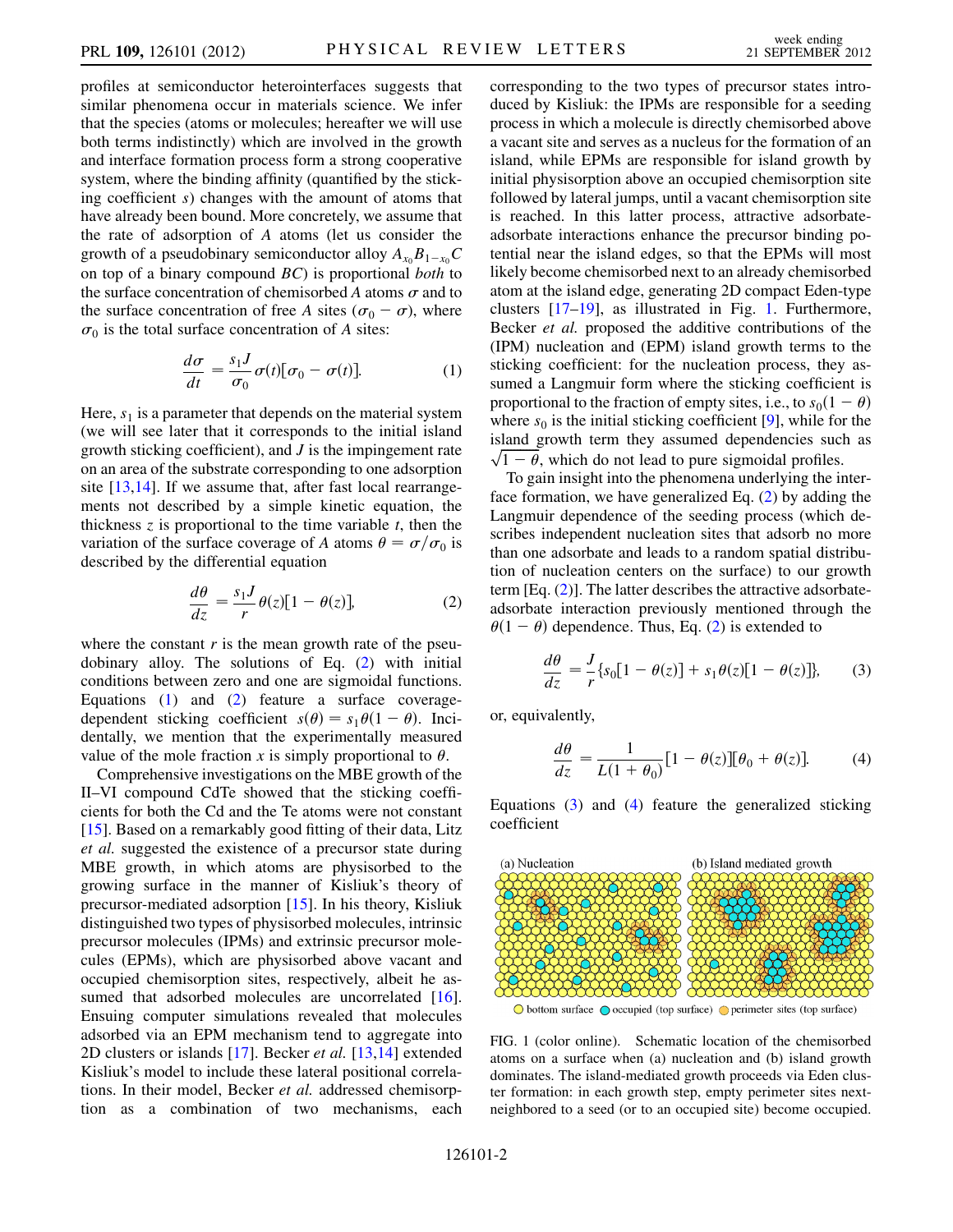profiles at semiconductor heterointerfaces suggests that similar phenomena occur in materials science. We infer that the species (atoms or molecules; hereafter we will use both terms indistinctly) which are involved in the growth and interface formation process form a strong cooperative system, where the binding affinity (quantified by the sticking coefficient $s$) changes with the amount of atoms that have already been bound. More concretely, we assume that the rate of adsorption of $A$ atoms (let us consider the growth of a pseudobinary semiconductor alloy $A_{x_0}B_{1-x_0}C$ on top of a binary compound $BC$) is proportional *both* to the surface concentration of chemisorbed $A$ atoms $\sigma$ and to the surface concentration of free $A$ sites $(\sigma_0 - \sigma)$, where $\sigma_0$ is the total surface concentration of $A$ sites:

$$\frac{d\sigma}{dt} = \frac{s_1 J}{\sigma_0}\sigma(t)[\sigma_0 - \sigma(t)]. \tag{1}$$

Here, $s_1$ is a parameter that depends on the material system (we will see later that it corresponds to the initial island growth sticking coefficient), and $J$ is the impingement rate on an area of the substrate corresponding to one adsorption site [13,14]. If we assume that, after fast local rearrangements not described by a simple kinetic equation, the thickness $z$ is proportional to the time variable $t$, then the variation of the surface coverage of $A$ atoms $\theta = \sigma/\sigma_0$ is described by the differential equation

$$\frac{d\theta}{dz} = \frac{s_1 J}{r}\theta(z)[1 - \theta(z)], \tag{2}$$

where the constant $r$ is the mean growth rate of the pseudobinary alloy. The solutions of Eq. (2) with initial conditions between zero and one are sigmoidal functions. Equations (1) and (2) feature a surface coverage-dependent sticking coefficient $s(\theta) = s_1\theta(1 - \theta)$. Incidentally, we mention that the experimentally measured value of the mole fraction $x$ is simply proportional to $\theta$.

Comprehensive investigations on the MBE growth of the II–VI compound CdTe showed that the sticking coefficients for both the Cd and the Te atoms were not constant [15]. Based on a remarkably good fitting of their data, Litz *et al.* suggested the existence of a precursor state during MBE growth, in which atoms are physisorbed to the growing surface in the manner of Kisliuk's theory of precursor-mediated adsorption [15]. In his theory, Kisliuk distinguished two types of physisorbed molecules, intrinsic precursor molecules (IPMs) and extrinsic precursor molecules (EPMs), which are physisorbed above vacant and occupied chemisorption sites, respectively, albeit he assumed that adsorbed molecules are uncorrelated [16]. Ensuing computer simulations revealed that molecules adsorbed via an EPM mechanism tend to aggregate into 2D clusters or islands [17]. Becker *et al.* [13,14] extended Kisliuk's model to include these lateral positional correlations. In their model, Becker *et al.* addressed chemisorption as a combination of two mechanisms, each corresponding to the two types of precursor states introduced by Kisliuk: the IPMs are responsible for a seeding process in which a molecule is directly chemisorbed above a vacant site and serves as a nucleus for the formation of an island, while EPMs are responsible for island growth by initial physisorption above an occupied chemisorption site followed by lateral jumps, until a vacant chemisorption site is reached. In this latter process, attractive adsorbate-adsorbate interactions enhance the precursor binding potential near the island edges, so that the EPMs will most likely become chemisorbed next to an already chemisorbed atom at the island edge, generating 2D compact Eden-type clusters [17–19], as illustrated in Fig. 1. Furthermore, Becker *et al.* proposed the additive contributions of the (IPM) nucleation and (EPM) island growth terms to the sticking coefficient: for the nucleation process, they assumed a Langmuir form where the sticking coefficient is proportional to the fraction of empty sites, i.e., to $s_0(1 - \theta)$ where $s_0$ is the initial sticking coefficient [9], while for the island growth term they assumed dependencies such as $\sqrt{1 - \theta}$, which do not lead to pure sigmoidal profiles.

To gain insight into the phenomena underlying the interface formation, we have generalized Eq. (2) by adding the Langmuir dependence of the seeding process (which describes independent nucleation sites that adsorb no more than one adsorbate and leads to a random spatial distribution of nucleation centers on the surface) to our growth term [Eq. (2)]. The latter describes the attractive adsorbate-adsorbate interaction previously mentioned through the $\theta(1 - \theta)$ dependence. Thus, Eq. (2) is extended to

$$\frac{d\theta}{dz} = \frac{J}{r}\{s_0[1 - \theta(z)] + s_1\theta(z)[1 - \theta(z)]\}, \tag{3}$$

or, equivalently,

$$\frac{d\theta}{dz} = \frac{1}{L(1 + \theta_0)}[1 - \theta(z)][\theta_0 + \theta(z)]. \tag{4}$$

Equations (3) and (4) feature the generalized sticking coefficient

FIG. 1 (color online). Schematic location of the chemisorbed atoms on a surface when (a) nucleation and (b) island growth dominates. The island-mediated growth proceeds via Eden cluster formation: in each growth step, empty perimeter sites next-neighbored to a seed (or to an occupied site) become occupied.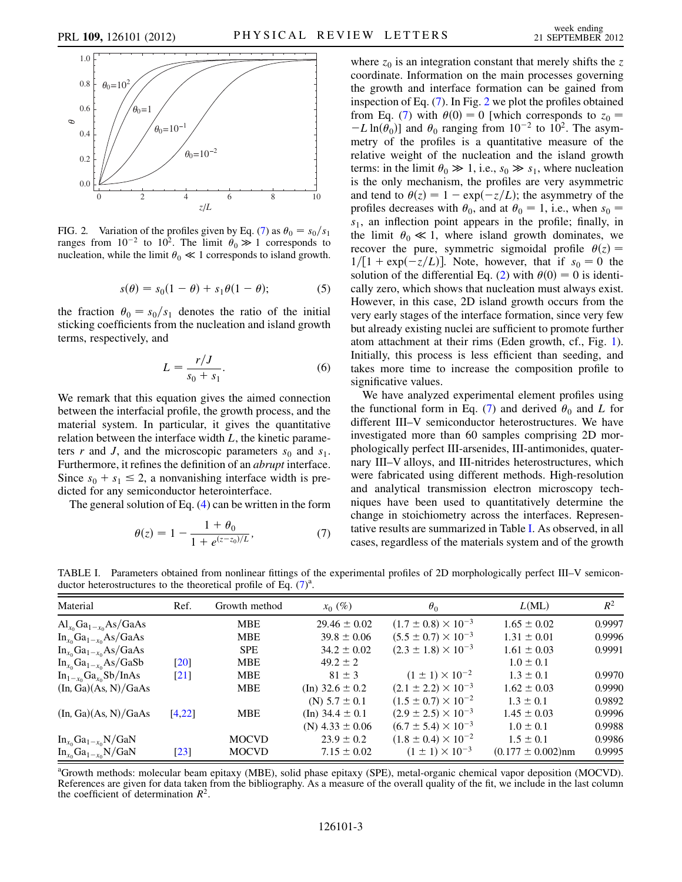FIG. 2. Variation of the profiles given by Eq. (7) as $\theta_0 = s_0/s_1$ ranges from $10^{-2}$ to $10^2$. The limit $\theta_0 \gg 1$ corresponds to nucleation, while the limit $\theta_0 \ll 1$ corresponds to island growth.

$$s(\theta) = s_0(1-\theta) + s_1\theta(1-\theta); \tag{5}$$

the fraction $\theta_0 = s_0/s_1$ denotes the ratio of the initial sticking coefficients from the nucleation and island growth terms, respectively, and

$$L = \frac{r/J}{s_0 + s_1}. \tag{6}$$

We remark that this equation gives the aimed connection between the interfacial profile, the growth process, and the material system. In particular, it gives the quantitative relation between the interface width $L$, the kinetic parameters $r$ and $J$, and the microscopic parameters $s_0$ and $s_1$. Furthermore, it refines the definition of an *abrupt* interface. Since $s_0 + s_1 \leq 2$, a nonvanishing interface width is predicted for any semiconductor heterointerface.

The general solution of Eq. (4) can be written in the form

$$\theta(z) = 1 - \frac{1+\theta_0}{1+e^{(z-z_0)/L}}, \tag{7}$$

where $z_0$ is an integration constant that merely shifts the $z$ coordinate. Information on the main processes governing the growth and interface formation can be gained from inspection of Eq. (7). In Fig. 2 we plot the profiles obtained from Eq. (7) with $\theta(0) = 0$ [which corresponds to $z_0 = -L\ln(\theta_0)$] and $\theta_0$ ranging from $10^{-2}$ to $10^2$. The asymmetry of the profiles is a quantitative measure of the relative weight of the nucleation and the island growth terms: in the limit $\theta_0 \gg 1$, i.e., $s_0 \gg s_1$, where nucleation is the only mechanism, the profiles are very asymmetric and tend to $\theta(z) = 1 - \exp(-z/L)$; the asymmetry of the profiles decreases with $\theta_0$, and at $\theta_0 = 1$, i.e., when $s_0 = s_1$, an inflection point appears in the profile; finally, in the limit $\theta_0 \ll 1$, where island growth dominates, we recover the pure, symmetric sigmoidal profile $\theta(z) = 1/[1+\exp(-z/L)]$. Note, however, that if $s_0 = 0$ the solution of the differential Eq. (2) with $\theta(0) = 0$ is identically zero, which shows that nucleation must always exist. However, in this case, 2D island growth occurs from the very early stages of the interface formation, since very few but already existing nuclei are sufficient to promote further atom attachment at their rims (Eden growth, cf., Fig. 1). Initially, this process is less efficient than seeding, and takes more time to increase the composition profile to significative values.

We have analyzed experimental element profiles using the functional form in Eq. (7) and derived $\theta_0$ and $L$ for different III–V semiconductor heterostructures. We have investigated more than 60 samples comprising 2D morphologically perfect III-arsenides, III-antimonides, quaternary III–V alloys, and III-nitrides heterostructures, which were fabricated using different methods. High-resolution and analytical transmission electron microscopy techniques have been used to quantitatively determine the change in stoichiometry across the interfaces. Representative results are summarized in Table I. As observed, in all cases, regardless of the materials system and of the growth

TABLE I. Parameters obtained from nonlinear fittings of the experimental profiles of 2D morphologically perfect III–V semiconductor heterostructures to the theoretical profile of Eq. (7)[a].

| Material | Ref. | Growth method | $x_0$ (%) | $\theta_0$ | $L$(ML) | $R^2$ |
|---|---|---|---|---|---|---|
| $Al_{x_0}Ga_{1-x_0}As/GaAs$ | | MBE | $29.46 \pm 0.02$ | $(1.7 \pm 0.8) \times 10^{-3}$ | $1.65 \pm 0.02$ | 0.9997 |
| $In_{x_0}Ga_{1-x_0}As/GaAs$ | | MBE | $39.8 \pm 0.06$ | $(5.5 \pm 0.7) \times 10^{-3}$ | $1.31 \pm 0.01$ | 0.9996 |
| $In_{x_0}Ga_{1-x_0}As/GaAs$ | | SPE | $34.2 \pm 0.02$ | $(2.3 \pm 1.8) \times 10^{-3}$ | $1.61 \pm 0.03$ | 0.9991 |
| $In_{x_0}Ga_{1-x_0}As/GaSb$ | [20] | MBE | $49.2 \pm 2$ | | $1.0 \pm 0.1$ | |
| $In_{1-x_0}Ga_{x_0}Sb/InAs$ | [21] | MBE | $81 \pm 3$ | $(1 \pm 1) \times 10^{-2}$ | $1.3 \pm 0.1$ | 0.9970 |
| (In, Ga)(As, N)/GaAs | | MBE | (In) $32.6 \pm 0.2$ | $(2.1 \pm 2.2) \times 10^{-3}$ | $1.62 \pm 0.03$ | 0.9990 |
| | | | (N) $5.7 \pm 0.1$ | $(1.5 \pm 0.7) \times 10^{-2}$ | $1.3 \pm 0.1$ | 0.9892 |
| (In, Ga)(As, N)/GaAs | [4,22] | MBE | (In) $34.4 \pm 0.1$ | $(2.9 \pm 2.5) \times 10^{-3}$ | $1.45 \pm 0.03$ | 0.9996 |
| | | | (N) $4.33 \pm 0.06$ | $(6.7 \pm 5.4) \times 10^{-3}$ | $1.0 \pm 0.1$ | 0.9988 |
| $In_{x_0}Ga_{1-x_0}N/GaN$ | | MOCVD | $23.9 \pm 0.2$ | $(1.8 \pm 0.4) \times 10^{-2}$ | $1.5 \pm 0.1$ | 0.9986 |
| $In_{x_0}Ga_{1-x_0}N/GaN$ | [23] | MOCVD | $7.15 \pm 0.02$ | $(1 \pm 1) \times 10^{-3}$ | $(0.177 \pm 0.002)$nm | 0.9995 |

[a]Growth methods: molecular beam epitaxy (MBE), solid phase epitaxy (SPE), metal-organic chemical vapor deposition (MOCVD). References are given for data taken from the bibliography. As a measure of the overall quality of the fit, we include in the last column the coefficient of determination $R^2$.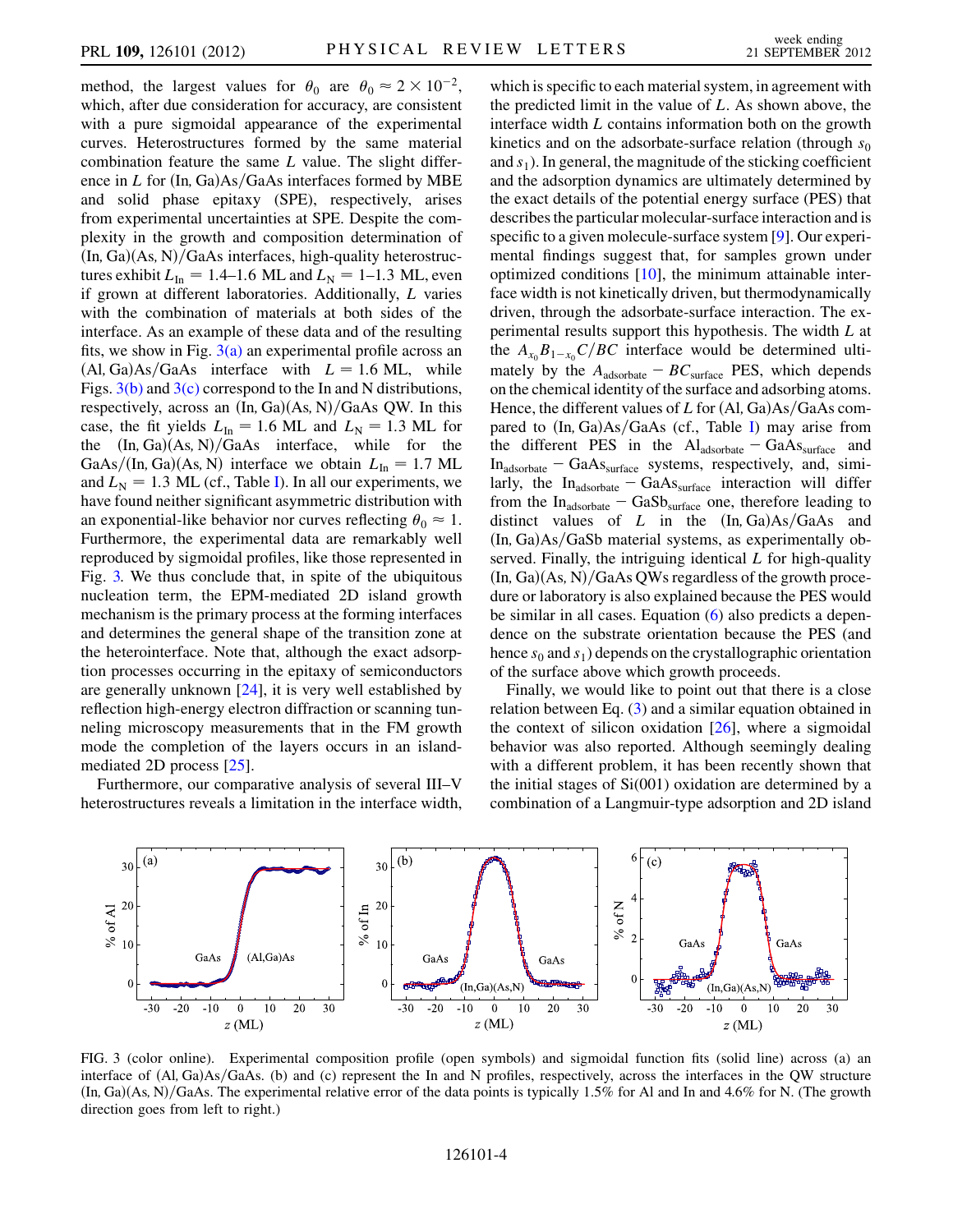method, the largest values for $\theta_0$ are $\theta_0 \approx 2 \times 10^{-2}$, which, after due consideration for accuracy, are consistent with a pure sigmoidal appearance of the experimental curves. Heterostructures formed by the same material combination feature the same $L$ value. The slight difference in $L$ for (In, Ga)As/GaAs interfaces formed by MBE and solid phase epitaxy (SPE), respectively, arises from experimental uncertainties at SPE. Despite the complexity in the growth and composition determination of (In, Ga)(As, N)/GaAs interfaces, high-quality heterostructures exhibit $L_{\mathrm{In}} = 1.4$–$1.6$ ML and $L_{\mathrm{N}} = 1$–$1.3$ ML, even if grown at different laboratories. Additionally, $L$ varies with the combination of materials at both sides of the interface. As an example of these data and of the resulting fits, we show in Fig. 3(a) an experimental profile across an (Al, Ga)As/GaAs interface with $L = 1.6$ ML, while Figs. 3(b) and 3(c) correspond to the In and N distributions, respectively, across an (In, Ga)(As, N)/GaAs QW. In this case, the fit yields $L_{\mathrm{In}} = 1.6$ ML and $L_{\mathrm{N}} = 1.3$ ML for the (In, Ga)(As, N)/GaAs interface, while for the GaAs/(In, Ga)(As, N) interface we obtain $L_{\mathrm{In}} = 1.7$ ML and $L_{\mathrm{N}} = 1.3$ ML (cf., Table I). In all our experiments, we have found neither significant asymmetric distribution with an exponential-like behavior nor curves reflecting $\theta_0 \approx 1$. Furthermore, the experimental data are remarkably well reproduced by sigmoidal profiles, like those represented in Fig. 3. We thus conclude that, in spite of the ubiquitous nucleation term, the EPM-mediated 2D island growth mechanism is the primary process at the forming interfaces and determines the general shape of the transition zone at the heterointerface. Note that, although the exact adsorption processes occurring in the epitaxy of semiconductors are generally unknown [24], it is very well established by reflection high-energy electron diffraction or scanning tunneling microscopy measurements that in the FM growth mode the completion of the layers occurs in an island-mediated 2D process [25].

Furthermore, our comparative analysis of several III–V heterostructures reveals a limitation in the interface width, which is specific to each material system, in agreement with the predicted limit in the value of $L$. As shown above, the interface width $L$ contains information both on the growth kinetics and on the adsorbate-surface relation (through $s_0$ and $s_1$). In general, the magnitude of the sticking coefficient and the adsorption dynamics are ultimately determined by the exact details of the potential energy surface (PES) that describes the particular molecular-surface interaction and is specific to a given molecule-surface system [9]. Our experimental findings suggest that, for samples grown under optimized conditions [10], the minimum attainable interface width is not kinetically driven, but thermodynamically driven, through the adsorbate-surface interaction. The experimental results support this hypothesis. The width $L$ at the $A_{x_0}B_{1-x_0}C/BC$ interface would be determined ultimately by the $A_{\mathrm{adsorbate}} - BC_{\mathrm{surface}}$ PES, which depends on the chemical identity of the surface and adsorbing atoms. Hence, the different values of $L$ for (Al, Ga)As/GaAs compared to (In, Ga)As/GaAs (cf., Table I) may arise from the different PES in the $\mathrm{Al}_{\mathrm{adsorbate}} - \mathrm{GaAs}_{\mathrm{surface}}$ and $\mathrm{In}_{\mathrm{adsorbate}} - \mathrm{GaAs}_{\mathrm{surface}}$ systems, respectively, and, similarly, the $\mathrm{In}_{\mathrm{adsorbate}} - \mathrm{GaAs}_{\mathrm{surface}}$ interaction will differ from the $\mathrm{In}_{\mathrm{adsorbate}} - \mathrm{GaSb}_{\mathrm{surface}}$ one, therefore leading to distinct values of $L$ in the (In, Ga)As/GaAs and (In, Ga)As/GaSb material systems, as experimentally observed. Finally, the intriguing identical $L$ for high-quality (In, Ga)(As, N)/GaAs QWs regardless of the growth procedure or laboratory is also explained because the PES would be similar in all cases. Equation (6) also predicts a dependence on the substrate orientation because the PES (and hence $s_0$ and $s_1$) depends on the crystallographic orientation of the surface above which growth proceeds.

Finally, we would like to point out that there is a close relation between Eq. (3) and a similar equation obtained in the context of silicon oxidation [26], where a sigmoidal behavior was also reported. Although seemingly dealing with a different problem, it has been recently shown that the initial stages of Si(001) oxidation are determined by a combination of a Langmuir-type adsorption and 2D island

FIG. 3 (color online). Experimental composition profile (open symbols) and sigmoidal function fits (solid line) across (a) an interface of (Al, Ga)As/GaAs. (b) and (c) represent the In and N profiles, respectively, across the interfaces in the QW structure (In, Ga)(As, N)/GaAs. The experimental relative error of the data points is typically 1.5% for Al and In and 4.6% for N. (The growth direction goes from left to right.)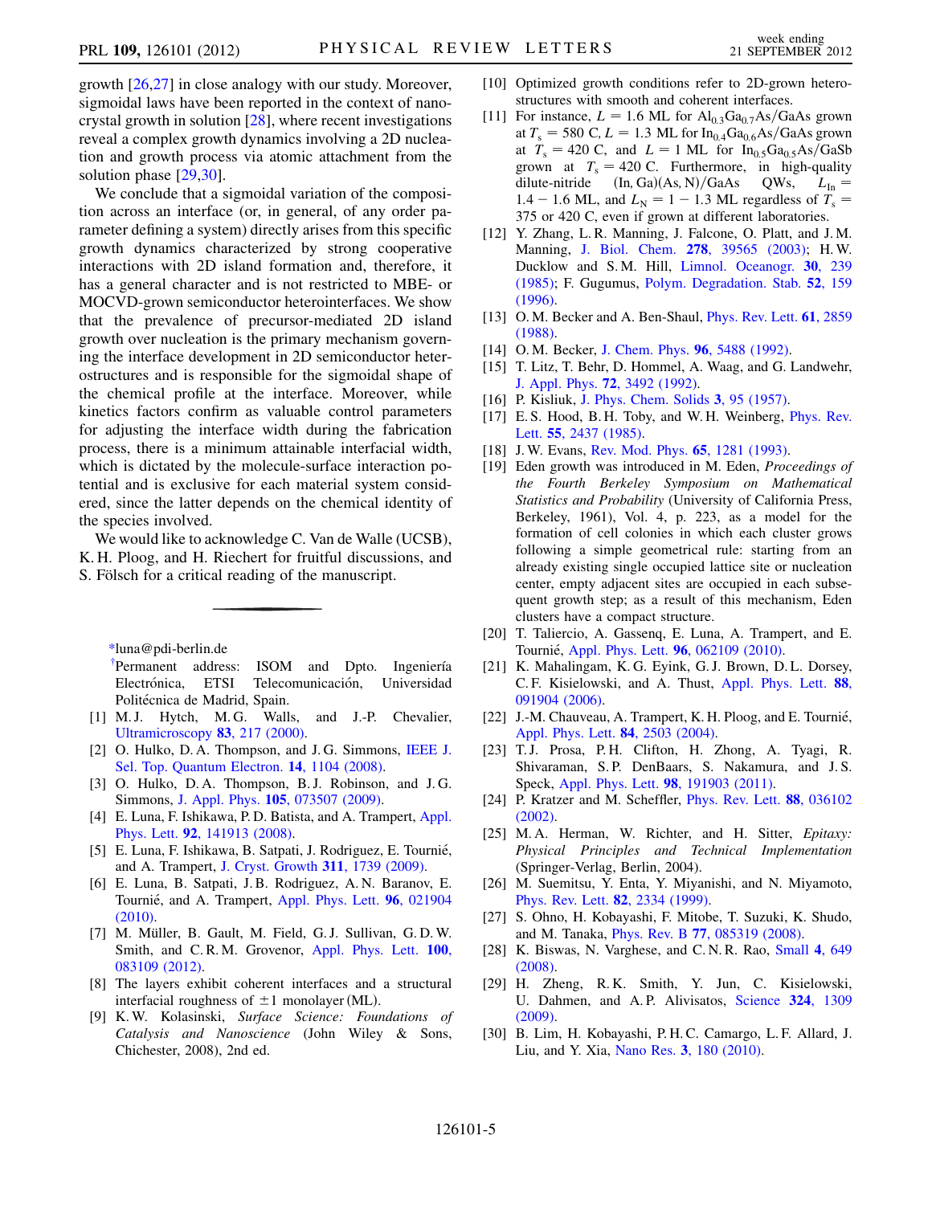growth [26,27] in close analogy with our study. Moreover, sigmoidal laws have been reported in the context of nanocrystal growth in solution [28], where recent investigations reveal a complex growth dynamics involving a 2D nucleation and growth process via atomic attachment from the solution phase [29,30].

We conclude that a sigmoidal variation of the composition across an interface (or, in general, of any order parameter defining a system) directly arises from this specific growth dynamics characterized by strong cooperative interactions with 2D island formation and, therefore, it has a general character and is not restricted to MBE- or MOCVD-grown semiconductor heterointerfaces. We show that the prevalence of precursor-mediated 2D island growth over nucleation is the primary mechanism governing the interface development in 2D semiconductor heterostructures and is responsible for the sigmoidal shape of the chemical profile at the interface. Moreover, while kinetics factors confirm as valuable control parameters for adjusting the interface width during the fabrication process, there is a minimum attainable interfacial width, which is dictated by the molecule-surface interaction potential and is exclusive for each material system considered, since the latter depends on the chemical identity of the species involved.

We would like to acknowledge C. Van de Walle (UCSB), K. H. Ploog, and H. Riechert for fruitful discussions, and S. Fölsch for a critical reading of the manuscript.

---

*luna@pdi-berlin.de

†Permanent address: ISOM and Dpto. Ingeniería Electrónica, ETSI Telecomunicación, Universidad Politécnica de Madrid, Spain.

[1] M. J. Hytch, M. G. Walls, and J.-P. Chevalier, Ultramicroscopy **83**, 217 (2000).

[2] O. Hulko, D. A. Thompson, and J. G. Simmons, IEEE J. Sel. Top. Quantum Electron. **14**, 1104 (2008).

[3] O. Hulko, D. A. Thompson, B. J. Robinson, and J. G. Simmons, J. Appl. Phys. **105**, 073507 (2009).

[4] E. Luna, F. Ishikawa, P. D. Batista, and A. Trampert, Appl. Phys. Lett. **92**, 141913 (2008).

[5] E. Luna, F. Ishikawa, B. Satpati, J. Rodriguez, E. Tournié, and A. Trampert, J. Cryst. Growth **311**, 1739 (2009).

[6] E. Luna, B. Satpati, J. B. Rodriguez, A. N. Baranov, E. Tournié, and A. Trampert, Appl. Phys. Lett. **96**, 021904 (2010).

[7] M. Müller, B. Gault, M. Field, G. J. Sullivan, G. D. W. Smith, and C. R. M. Grovenor, Appl. Phys. Lett. **100**, 083109 (2012).

[8] The layers exhibit coherent interfaces and a structural interfacial roughness of $\pm 1$ monolayer (ML).

[9] K. W. Kolasinski, *Surface Science: Foundations of Catalysis and Nanoscience* (John Wiley & Sons, Chichester, 2008), 2nd ed.

[10] Optimized growth conditions refer to 2D-grown heterostructures with smooth and coherent interfaces.

[11] For instance, $L = 1.6$ ML for $Al_{0.3}Ga_{0.7}As/GaAs$ grown at $T_s = 580$ C, $L = 1.3$ ML for $In_{0.4}Ga_{0.6}As/GaAs$ grown at $T_s = 420$ C, and $L = 1$ ML for $In_{0.5}Ga_{0.5}As/GaSb$ grown at $T_s = 420$ C. Furthermore, in high-quality dilute-nitride (In, Ga)(As, N)/GaAs QWs, $L_{In} = 1.4 - 1.6$ ML, and $L_N = 1 - 1.3$ ML regardless of $T_s = 375$ or 420 C, even if grown at different laboratories.

[12] Y. Zhang, L. R. Manning, J. Falcone, O. Platt, and J. M. Manning, J. Biol. Chem. **278**, 39565 (2003); H. W. Ducklow and S. M. Hill, Limnol. Oceanogr. **30**, 239 (1985); F. Gugumus, Polym. Degradation. Stab. **52**, 159 (1996).

[13] O. M. Becker and A. Ben-Shaul, Phys. Rev. Lett. **61**, 2859 (1988).

[14] O. M. Becker, J. Chem. Phys. **96**, 5488 (1992).

[15] T. Litz, T. Behr, D. Hommel, A. Waag, and G. Landwehr, J. Appl. Phys. **72**, 3492 (1992).

[16] P. Kisliuk, J. Phys. Chem. Solids **3**, 95 (1957).

[17] E. S. Hood, B. H. Toby, and W. H. Weinberg, Phys. Rev. Lett. **55**, 2437 (1985).

[18] J. W. Evans, Rev. Mod. Phys. **65**, 1281 (1993).

[19] Eden growth was introduced in M. Eden, *Proceedings of the Fourth Berkeley Symposium on Mathematical Statistics and Probability* (University of California Press, Berkeley, 1961), Vol. 4, p. 223, as a model for the formation of cell colonies in which each cluster grows following a simple geometrical rule: starting from an already existing single occupied lattice site or nucleation center, empty adjacent sites are occupied in each subsequent growth step; as a result of this mechanism, Eden clusters have a compact structure.

[20] T. Taliercio, E. Gassenq, E. Luna, A. Trampert, and E. Tournié, Appl. Phys. Lett. **96**, 062109 (2010).

[21] K. Mahalingam, K. G. Eyink, G. J. Brown, D. L. Dorsey, C. F. Kisielowski, and A. Thust, Appl. Phys. Lett. **88**, 091904 (2006).

[22] J.-M. Chauveau, A. Trampert, K. H. Ploog, and E. Tournié, Appl. Phys. Lett. **84**, 2503 (2004).

[23] T. J. Prosa, P. H. Clifton, H. Zhong, A. Tyagi, R. Shivaraman, S. P. DenBaars, S. Nakamura, and J. S. Speck, Appl. Phys. Lett. **98**, 191903 (2011).

[24] P. Kratzer and M. Scheffler, Phys. Rev. Lett. **88**, 036102 (2002).

[25] M. A. Herman, W. Richter, and H. Sitter, *Epitaxy: Physical Principles and Technical Implementation* (Springer-Verlag, Berlin, 2004).

[26] M. Suemitsu, Y. Enta, Y. Miyanishi, and N. Miyamoto, Phys. Rev. Lett. **82**, 2334 (1999).

[27] S. Ohno, H. Kobayashi, F. Mitobe, T. Suzuki, K. Shudo, and M. Tanaka, Phys. Rev. B **77**, 085319 (2008).

[28] K. Biswas, N. Varghese, and C. N. R. Rao, Small **4**, 649 (2008).

[29] H. Zheng, R. K. Smith, Y. Jun, C. Kisielowski, U. Dahmen, and A. P. Alivisatos, Science **324**, 1309 (2009).

[30] B. Lim, H. Kobayashi, P. H. C. Camargo, L. F. Allard, J. Liu, and Y. Xia, Nano Res. **3**, 180 (2010).